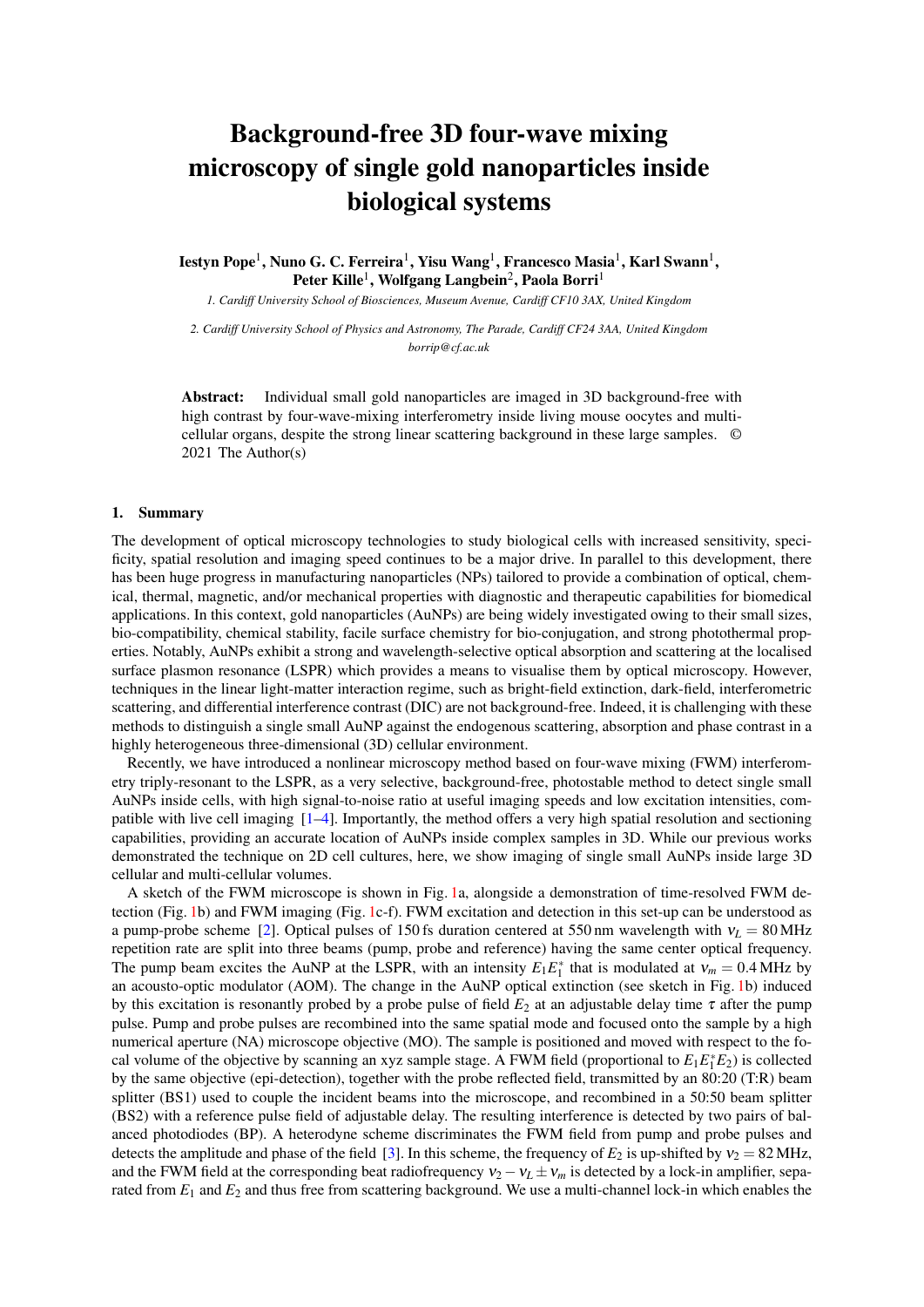# Background-free 3D four-wave mixing microscopy of single gold nanoparticles inside biological systems

**Iestyn Pope[1], Nuno G. C. Ferreira[1], Yisu Wang[1], Francesco Masia[1], Karl Swann[1], Peter Kille[1], Wolfgang Langbein[2], Paola Borri[1]**

*1. Cardiff University School of Biosciences, Museum Avenue, Cardiff CF10 3AX, United Kingdom*

*2. Cardiff University School of Physics and Astronomy, The Parade, Cardiff CF24 3AA, United Kingdom*
*borrip@cf.ac.uk*

**Abstract:** Individual small gold nanoparticles are imaged in 3D background-free with high contrast by four-wave-mixing interferometry inside living mouse oocytes and multi-cellular organs, despite the strong linear scattering background in these large samples. © 2021 The Author(s)

## 1. Summary

The development of optical microscopy technologies to study biological cells with increased sensitivity, specificity, spatial resolution and imaging speed continues to be a major drive. In parallel to this development, there has been huge progress in manufacturing nanoparticles (NPs) tailored to provide a combination of optical, chemical, thermal, magnetic, and/or mechanical properties with diagnostic and therapeutic capabilities for biomedical applications. In this context, gold nanoparticles (AuNPs) are being widely investigated owing to their small sizes, bio-compatibility, chemical stability, facile surface chemistry for bio-conjugation, and strong photothermal properties. Notably, AuNPs exhibit a strong and wavelength-selective optical absorption and scattering at the localised surface plasmon resonance (LSPR) which provides a means to visualise them by optical microscopy. However, techniques in the linear light-matter interaction regime, such as bright-field extinction, dark-field, interferometric scattering, and differential interference contrast (DIC) are not background-free. Indeed, it is challenging with these methods to distinguish a single small AuNP against the endogenous scattering, absorption and phase contrast in a highly heterogeneous three-dimensional (3D) cellular environment.

Recently, we have introduced a nonlinear microscopy method based on four-wave mixing (FWM) interferometry triply-resonant to the LSPR, as a very selective, background-free, photostable method to detect single small AuNPs inside cells, with high signal-to-noise ratio at useful imaging speeds and low excitation intensities, compatible with live cell imaging [1–4]. Importantly, the method offers a very high spatial resolution and sectioning capabilities, providing an accurate location of AuNPs inside complex samples in 3D. While our previous works demonstrated the technique on 2D cell cultures, here, we show imaging of single small AuNPs inside large 3D cellular and multi-cellular volumes.

A sketch of the FWM microscope is shown in Fig. 1a, alongside a demonstration of time-resolved FWM detection (Fig. 1b) and FWM imaging (Fig. 1c-f). FWM excitation and detection in this set-up can be understood as a pump-probe scheme [2]. Optical pulses of 150 fs duration centered at 550 nm wavelength with $\nu_L = 80\,\text{MHz}$ repetition rate are split into three beams (pump, probe and reference) having the same center optical frequency. The pump beam excites the AuNP at the LSPR, with an intensity $E_1 E_1^*$ that is modulated at $\nu_m = 0.4\,\text{MHz}$ by an acousto-optic modulator (AOM). The change in the AuNP optical extinction (see sketch in Fig. 1b) induced by this excitation is resonantly probed by a probe pulse of field $E_2$ at an adjustable delay time $\tau$ after the pump pulse. Pump and probe pulses are recombined into the same spatial mode and focused onto the sample by a high numerical aperture (NA) microscope objective (MO). The sample is positioned and moved with respect to the focal volume of the objective by scanning an xyz sample stage. A FWM field (proportional to $E_1 E_1^* E_2$) is collected by the same objective (epi-detection), together with the probe reflected field, transmitted by an 80:20 (T:R) beam splitter (BS1) used to couple the incident beams into the microscope, and recombined in a 50:50 beam splitter (BS2) with a reference pulse field of adjustable delay. The resulting interference is detected by two pairs of balanced photodiodes (BP). A heterodyne scheme discriminates the FWM field from pump and probe pulses and detects the amplitude and phase of the field [3]. In this scheme, the frequency of $E_2$ is up-shifted by $\nu_2 = 82\,\text{MHz}$, and the FWM field at the corresponding beat radiofrequency $\nu_2 - \nu_L \pm \nu_m$ is detected by a lock-in amplifier, separated from $E_1$ and $E_2$ and thus free from scattering background. We use a multi-channel lock-in which enables the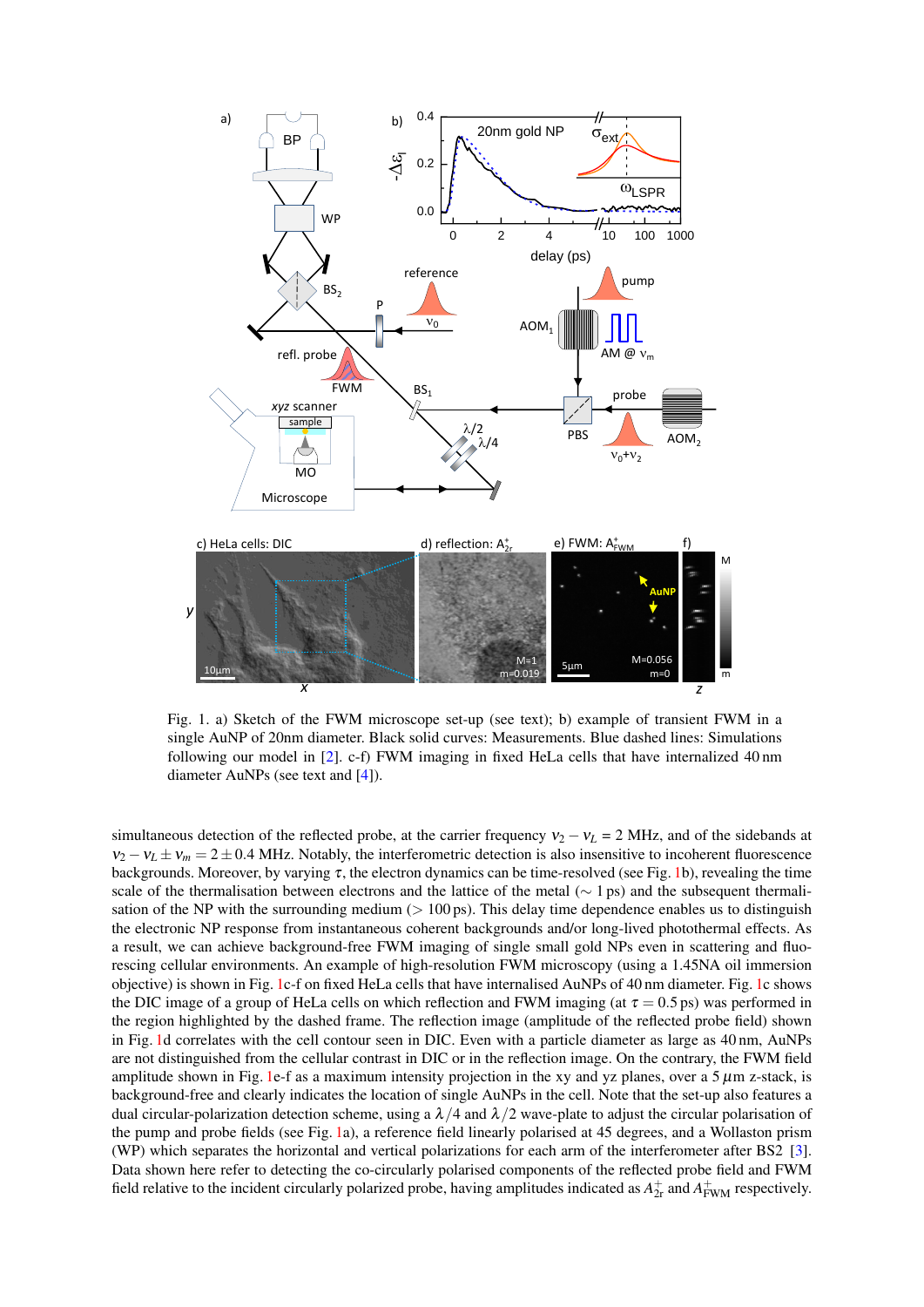Fig. 1. a) Sketch of the FWM microscope set-up (see text); b) example of transient FWM in a single AuNP of 20nm diameter. Black solid curves: Measurements. Blue dashed lines: Simulations following our model in [2]. c-f) FWM imaging in fixed HeLa cells that have internalized 40 nm diameter AuNPs (see text and [4]).

simultaneous detection of the reflected probe, at the carrier frequency $\nu_2 - \nu_L = 2$ MHz, and of the sidebands at $\nu_2 - \nu_L \pm \nu_m = 2 \pm 0.4$ MHz. Notably, the interferometric detection is also insensitive to incoherent fluorescence backgrounds. Moreover, by varying $\tau$, the electron dynamics can be time-resolved (see Fig. 1b), revealing the time scale of the thermalisation between electrons and the lattice of the metal ($\sim 1$ ps) and the subsequent thermalisation of the NP with the surrounding medium ($> 100$ ps). This delay time dependence enables us to distinguish the electronic NP response from instantaneous coherent backgrounds and/or long-lived photothermal effects. As a result, we can achieve background-free FWM imaging of single small gold NPs even in scattering and fluorescing cellular environments. An example of high-resolution FWM microscopy (using a 1.45NA oil immersion objective) is shown in Fig. 1c-f on fixed HeLa cells that have internalised AuNPs of 40 nm diameter. Fig. 1c shows the DIC image of a group of HeLa cells on which reflection and FWM imaging (at $\tau = 0.5$ ps) was performed in the region highlighted by the dashed frame. The reflection image (amplitude of the reflected probe field) shown in Fig. 1d correlates with the cell contour seen in DIC. Even with a particle diameter as large as 40 nm, AuNPs are not distinguished from the cellular contrast in DIC or in the reflection image. On the contrary, the FWM field amplitude shown in Fig. 1e-f as a maximum intensity projection in the xy and yz planes, over a 5 $\mu$m z-stack, is background-free and clearly indicates the location of single AuNPs in the cell. Note that the set-up also features a dual circular-polarization detection scheme, using a $\lambda/4$ and $\lambda/2$ wave-plate to adjust the circular polarisation of the pump and probe fields (see Fig. 1a), a reference field linearly polarised at 45 degrees, and a Wollaston prism (WP) which separates the horizontal and vertical polarizations for each arm of the interferometer after BS2 [3]. Data shown here refer to detecting the co-circularly polarised components of the reflected probe field and FWM field relative to the incident circularly polarized probe, having amplitudes indicated as $A^{+}_{2r}$ and $A^{+}_{\mathrm{FWM}}$ respectively.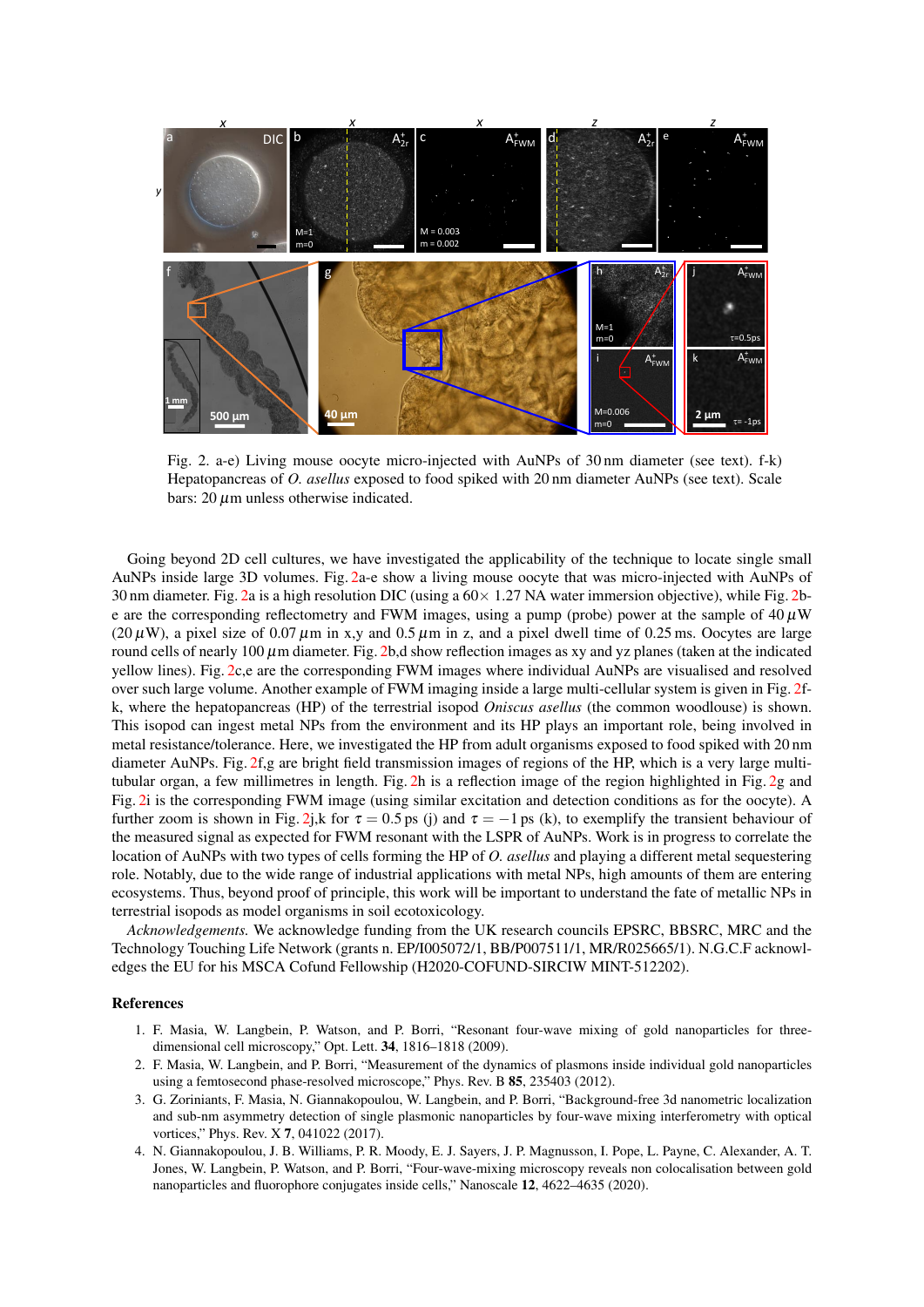Fig. 2. a-e) Living mouse oocyte micro-injected with AuNPs of 30 nm diameter (see text). f-k) Hepatopancreas of *O. asellus* exposed to food spiked with 20 nm diameter AuNPs (see text). Scale bars: 20 $\mu$m unless otherwise indicated.

Going beyond 2D cell cultures, we have investigated the applicability of the technique to locate single small AuNPs inside large 3D volumes. Fig. 2a-e show a living mouse oocyte that was micro-injected with AuNPs of 30 nm diameter. Fig. 2a is a high resolution DIC (using a 60$\times$ 1.27 NA water immersion objective), while Fig. 2b-e are the corresponding reflectometry and FWM images, using a pump (probe) power at the sample of 40 $\mu$W (20 $\mu$W), a pixel size of 0.07 $\mu$m in x,y and 0.5 $\mu$m in z, and a pixel dwell time of 0.25 ms. Oocytes are large round cells of nearly 100 $\mu$m diameter. Fig. 2b,d show reflection images as xy and yz planes (taken at the indicated yellow lines). Fig. 2c,e are the corresponding FWM images where individual AuNPs are visualised and resolved over such large volume. Another example of FWM imaging inside a large multi-cellular system is given in Fig. 2f-k, where the hepatopancreas (HP) of the terrestrial isopod *Oniscus asellus* (the common woodlouse) is shown. This isopod can ingest metal NPs from the environment and its HP plays an important role, being involved in metal resistance/tolerance. Here, we investigated the HP from adult organisms exposed to food spiked with 20 nm diameter AuNPs. Fig. 2f,g are bright field transmission images of regions of the HP, which is a very large multi-tubular organ, a few millimetres in length. Fig. 2h is a reflection image of the region highlighted in Fig. 2g and Fig. 2i is the corresponding FWM image (using similar excitation and detection conditions as for the oocyte). A further zoom is shown in Fig. 2j,k for $\tau = 0.5$ ps (j) and $\tau = -1$ ps (k), to exemplify the transient behaviour of the measured signal as expected for FWM resonant with the LSPR of AuNPs. Work is in progress to correlate the location of AuNPs with two types of cells forming the HP of *O. asellus* and playing a different metal sequestering role. Notably, due to the wide range of industrial applications with metal NPs, high amounts of them are entering ecosystems. Thus, beyond proof of principle, this work will be important to understand the fate of metallic NPs in terrestrial isopods as model organisms in soil ecotoxicology.

*Acknowledgements.* We acknowledge funding from the UK research councils EPSRC, BBSRC, MRC and the Technology Touching Life Network (grants n. EP/I005072/1, BB/P007511/1, MR/R025665/1). N.G.C.F acknowledges the EU for his MSCA Cofund Fellowship (H2020-COFUND-SIRCIW MINT-512202).

## References

1. F. Masia, W. Langbein, P. Watson, and P. Borri, "Resonant four-wave mixing of gold nanoparticles for three-dimensional cell microscopy," Opt. Lett. **34**, 1816–1818 (2009).
2. F. Masia, W. Langbein, and P. Borri, "Measurement of the dynamics of plasmons inside individual gold nanoparticles using a femtosecond phase-resolved microscope," Phys. Rev. B **85**, 235403 (2012).
3. G. Zoriniants, F. Masia, N. Giannakopoulou, W. Langbein, and P. Borri, "Background-free 3d nanometric localization and sub-nm asymmetry detection of single plasmonic nanoparticles by four-wave mixing interferometry with optical vortices," Phys. Rev. X **7**, 041022 (2017).
4. N. Giannakopoulou, J. B. Williams, P. R. Moody, E. J. Sayers, J. P. Magnusson, I. Pope, L. Payne, C. Alexander, A. T. Jones, W. Langbein, P. Watson, and P. Borri, "Four-wave-mixing microscopy reveals non colocalisation between gold nanoparticles and fluorophore conjugates inside cells," Nanoscale **12**, 4622–4635 (2020).